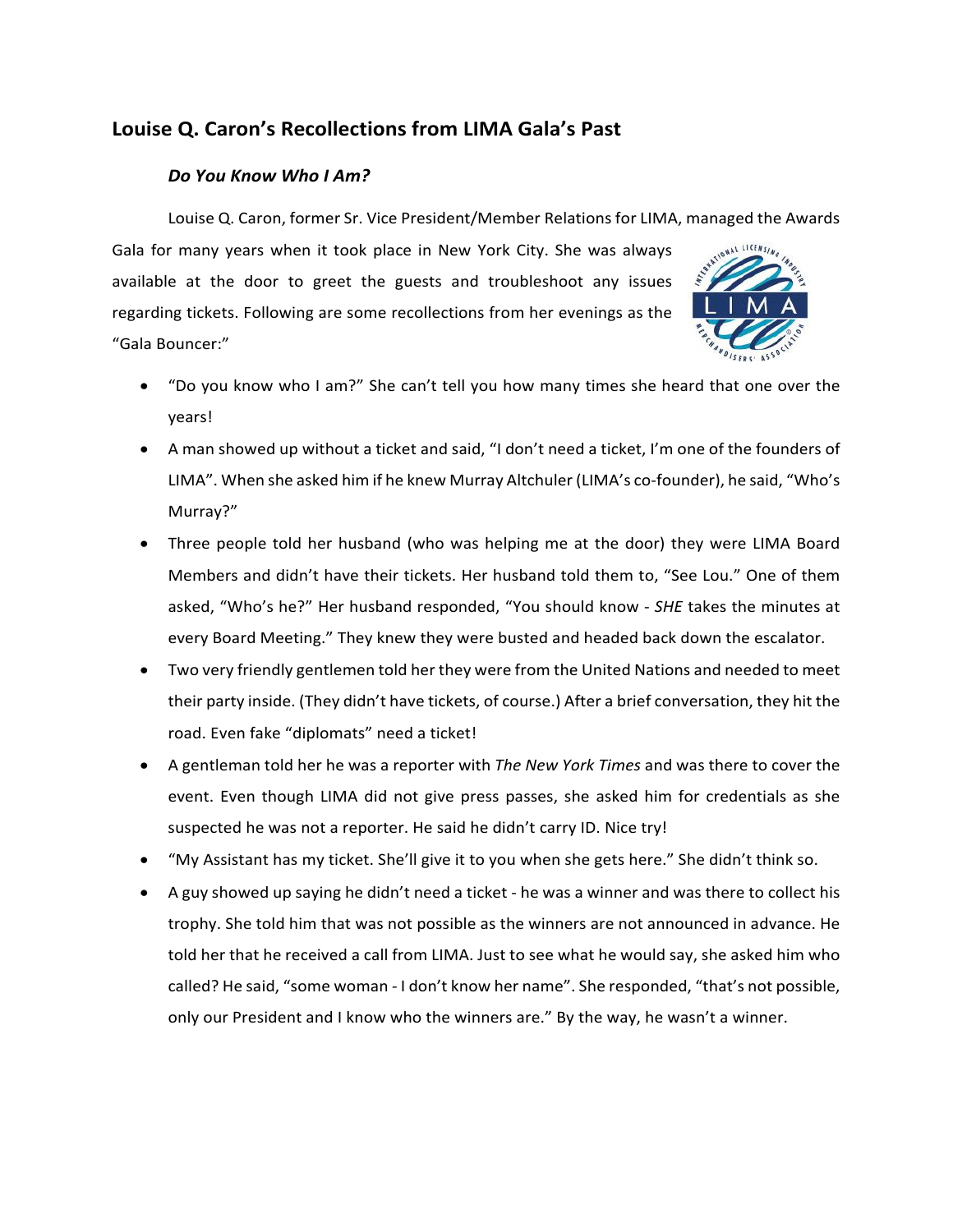## Louise Q. Caron's Recollections from LIMA Gala's Past

### *Do You Know Who I Am?*

Louise Q. Caron, former Sr. Vice President/Member Relations for LIMA, managed the Awards Gala for many years when it took place in New York City. She was always available at the door to greet the guests and troubleshoot any issues regarding tickets. Following are some recollections from her evenings as the "Gala Bouncer:"

- "Do you know who I am?" She can't tell you how many times she heard that one over the years!
- A man showed up without a ticket and said, "I don't need a ticket, I'm one of the founders of LIMA". When she asked him if he knew Murray Altchuler (LIMA's co-founder), he said, "Who's Murray?"
- Three people told her husband (who was helping me at the door) they were LIMA Board Members and didn't have their tickets. Her husband told them to, "See Lou." One of them asked, "Who's he?" Her husband responded, "You should know - *SHE* takes the minutes at every Board Meeting." They knew they were busted and headed back down the escalator.
- Two very friendly gentlemen told her they were from the United Nations and needed to meet their party inside. (They didn't have tickets, of course.) After a brief conversation, they hit the road. Even fake "diplomats" need a ticket!
- A gentleman told her he was a reporter with *The New York Times* and was there to cover the event. Even though LIMA did not give press passes, she asked him for credentials as she suspected he was not a reporter. He said he didn't carry ID. Nice try!
- "My Assistant has my ticket. She'll give it to you when she gets here." She didn't think so.
- A guy showed up saying he didn't need a ticket - he was a winner and was there to collect his trophy. She told him that was not possible as the winners are not announced in advance. He told her that he received a call from LIMA. Just to see what he would say, she asked him who called? He said, "some woman - I don't know her name". She responded, "that's not possible, only our President and I know who the winners are." By the way, he wasn't a winner.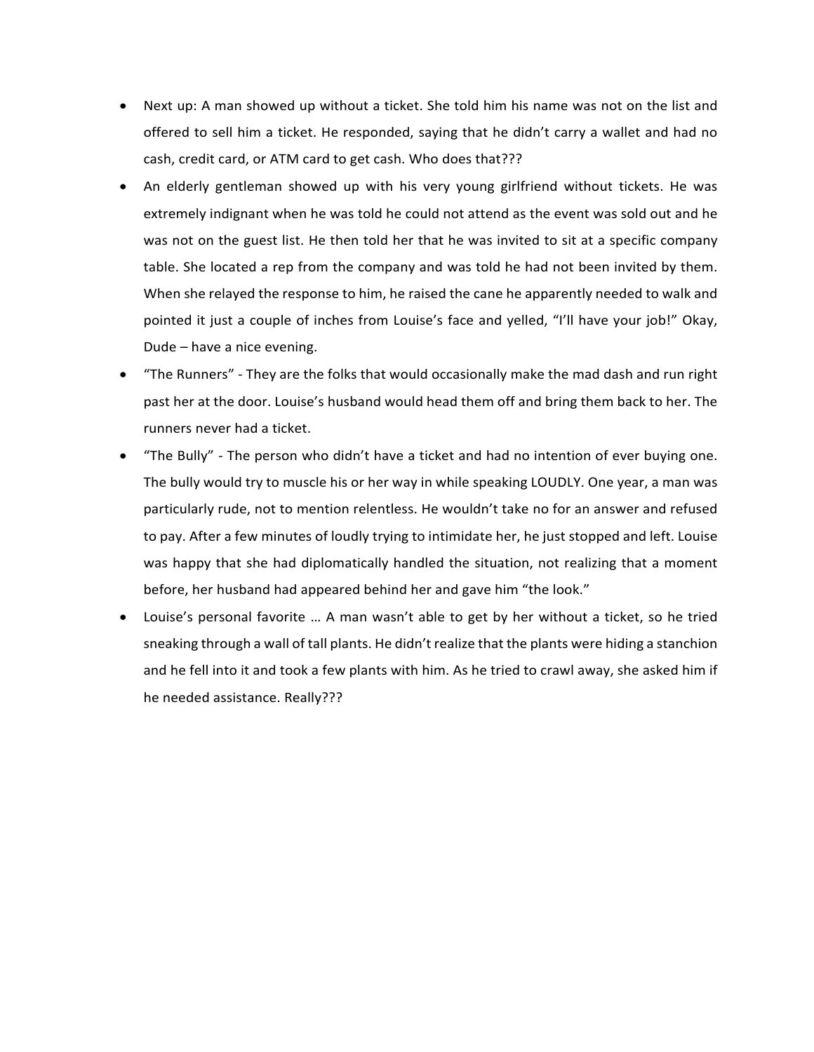- Next up: A man showed up without a ticket. She told him his name was not on the list and offered to sell him a ticket. He responded, saying that he didn't carry a wallet and had no cash, credit card, or ATM card to get cash. Who does that???
- An elderly gentleman showed up with his very young girlfriend without tickets. He was extremely indignant when he was told he could not attend as the event was sold out and he was not on the guest list. He then told her that he was invited to sit at a specific company table. She located a rep from the company and was told he had not been invited by them. When she relayed the response to him, he raised the cane he apparently needed to walk and pointed it just a couple of inches from Louise's face and yelled, "I'll have your job!" Okay, Dude – have a nice evening.
- "The Runners" - They are the folks that would occasionally make the mad dash and run right past her at the door. Louise's husband would head them off and bring them back to her. The runners never had a ticket.
- "The Bully" - The person who didn't have a ticket and had no intention of ever buying one. The bully would try to muscle his or her way in while speaking LOUDLY. One year, a man was particularly rude, not to mention relentless. He wouldn't take no for an answer and refused to pay. After a few minutes of loudly trying to intimidate her, he just stopped and left. Louise was happy that she had diplomatically handled the situation, not realizing that a moment before, her husband had appeared behind her and gave him "the look."
- Louise's personal favorite … A man wasn't able to get by her without a ticket, so he tried sneaking through a wall of tall plants. He didn't realize that the plants were hiding a stanchion and he fell into it and took a few plants with him. As he tried to crawl away, she asked him if he needed assistance. Really???